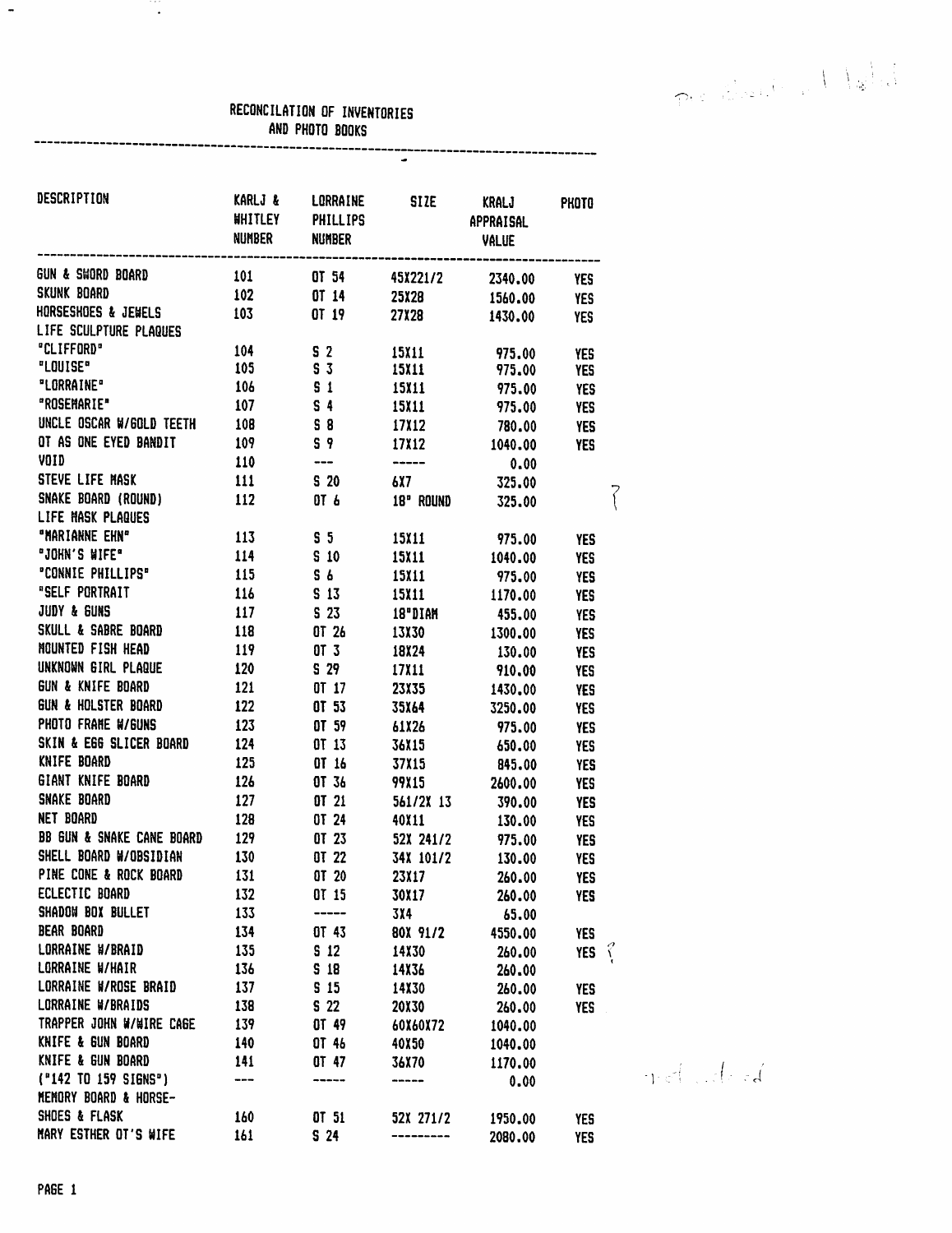# RECONCILATION OF INVENTORIES AND PHOTO BOOKS

| DESCRIPTION | KARLJ & WHITLEY NUMBER | LORRAINE PHILLIPS NUMBER | SIZE | KRALJ APPRAISAL VALUE | PHOTO |
|---|---|---|---|---|---|
| GUN & SWORD BOARD | 101 | OT 54 | 45X221/2 | 2340.00 | YES |
| SKUNK BOARD | 102 | OT 14 | 25X28 | 1560.00 | YES |
| HORSESHOES & JEWELS | 103 | OT 19 | 27X28 | 1430.00 | YES |
| LIFE SCULPTURE PLAQUES | | | | | |
| "CLIFFORD" | 104 | S 2 | 15X11 | 975.00 | YES |
| "LOUISE" | 105 | S 3 | 15X11 | 975.00 | YES |
| "LORRAINE" | 106 | S 1 | 15X11 | 975.00 | YES |
| "ROSEMARIE" | 107 | S 4 | 15X11 | 975.00 | YES |
| UNCLE OSCAR W/GOLD TEETH | 108 | S 8 | 17X12 | 780.00 | YES |
| OT AS ONE EYED BANDIT | 109 | S 9 | 17X12 | 1040.00 | YES |
| VOID | 110 | --- | ----- | 0.00 | |
| STEVE LIFE MASK | 111 | S 20 | 6X7 | 325.00 | |
| SNAKE BOARD (ROUND) | 112 | OT 6 | 18" ROUND | 325.00 | ? |
| LIFE MASK PLAQUES | | | | | |
| "MARIANNE EHN" | 113 | S 5 | 15X11 | 975.00 | YES |
| "JOHN'S WIFE" | 114 | S 10 | 15X11 | 1040.00 | YES |
| "CONNIE PHILLIPS" | 115 | S 6 | 15X11 | 975.00 | YES |
| "SELF PORTRAIT | 116 | S 13 | 15X11 | 1170.00 | YES |
| JUDY & GUNS | 117 | S 23 | 18"DIAM | 455.00 | YES |
| SKULL & SABRE BOARD | 118 | OT 26 | 13X30 | 1300.00 | YES |
| MOUNTED FISH HEAD | 119 | OT 3 | 18X24 | 130.00 | YES |
| UNKNOWN GIRL PLAQUE | 120 | S 29 | 17X11 | 910.00 | YES |
| GUN & KNIFE BOARD | 121 | OT 17 | 23X35 | 1430.00 | YES |
| GUN & HOLSTER BOARD | 122 | OT 53 | 35X64 | 3250.00 | YES |
| PHOTO FRAME W/GUNS | 123 | OT 59 | 61X26 | 975.00 | YES |
| SKIN & EGG SLICER BOARD | 124 | OT 13 | 36X15 | 650.00 | YES |
| KNIFE BOARD | 125 | OT 16 | 37X15 | 845.00 | YES |
| GIANT KNIFE BOARD | 126 | OT 36 | 99X15 | 2600.00 | YES |
| SNAKE BOARD | 127 | OT 21 | 561/2X 13 | 390.00 | YES |
| NET BOARD | 128 | OT 24 | 40X11 | 130.00 | YES |
| BB GUN & SNAKE CANE BOARD | 129 | OT 23 | 52X 241/2 | 975.00 | YES |
| SHELL BOARD W/OBSIDIAN | 130 | OT 22 | 34X 101/2 | 130.00 | YES |
| PINE CONE & ROCK BOARD | 131 | OT 20 | 23X17 | 260.00 | YES |
| ECLECTIC BOARD | 132 | OT 15 | 30X17 | 260.00 | YES |
| SHADOW BOX BULLET | 133 | ----- | 3X4 | 65.00 | |
| BEAR BOARD | 134 | OT 43 | 80X 91/2 | 4550.00 | YES |
| LORRAINE W/BRAID | 135 | S 12 | 14X30 | 260.00 | YES ? |
| LORRAINE W/HAIR | 136 | S 18 | 14X36 | 260.00 | |
| LORRAINE W/ROSE BRAID | 137 | S 15 | 14X30 | 260.00 | YES |
| LORRAINE W/BRAIDS | 138 | S 22 | 20X30 | 260.00 | YES |
| TRAPPER JOHN W/WIRE CAGE | 139 | OT 49 | 60X60X72 | 1040.00 | |
| KNIFE & GUN BOARD | 140 | OT 46 | 40X50 | 1040.00 | |
| KNIFE & GUN BOARD | 141 | OT 47 | 36X70 | 1170.00 | |
| ("142 TO 159 SIGNS") | --- | ----- | ----- | 0.00 | |
| MEMORY BOARD & HORSE-SHOES & FLASK | 160 | OT 51 | 52X 271/2 | 1950.00 | YES |
| MARY ESTHER OT'S WIFE | 161 | S 24 | --------- | 2080.00 | YES |

PAGE 1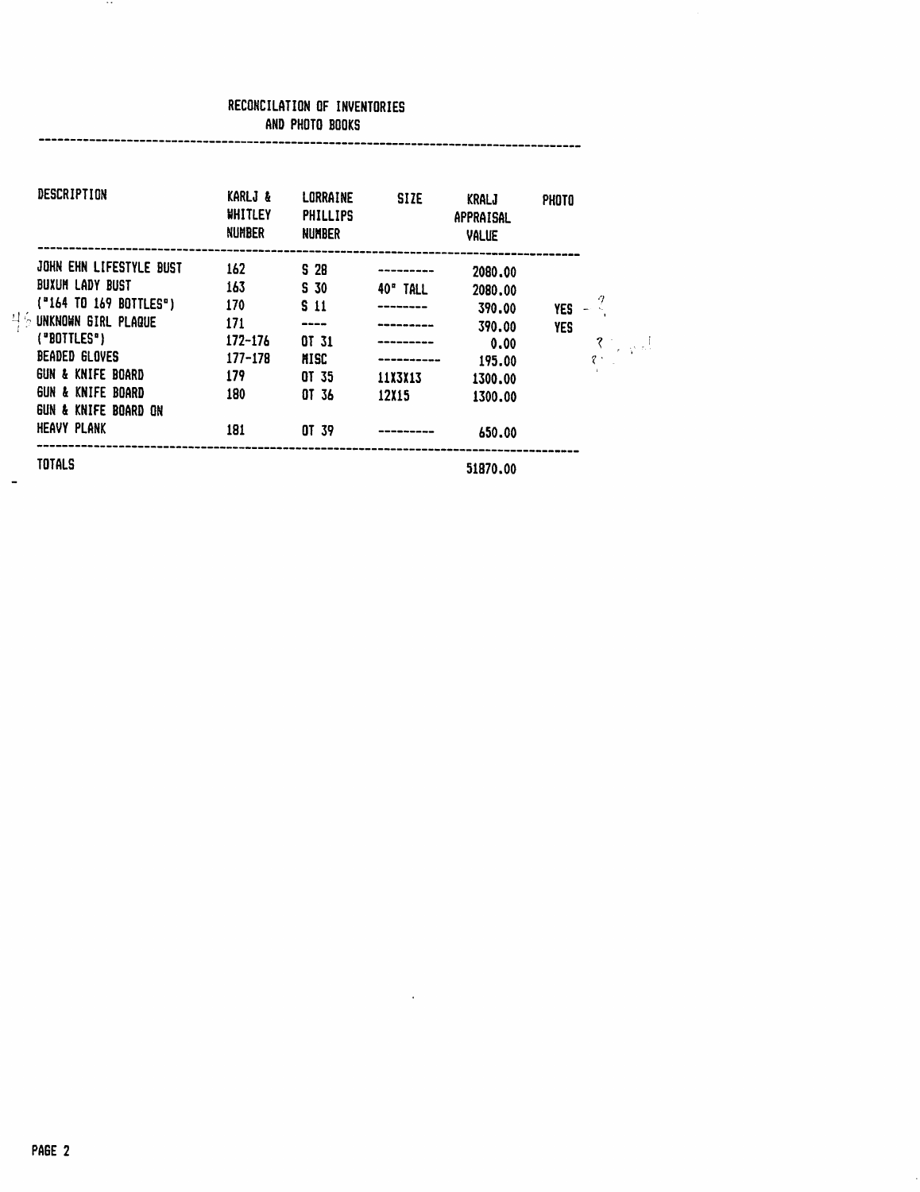# RECONCILATION OF INVENTORIES AND PHOTO BOOKS

| DESCRIPTION | KARLJ & WHITLEY NUMBER | LORRAINE PHILLIPS NUMBER | SIZE | KRALJ APPRAISAL VALUE | PHOTO |
|---|---|---|---|---|---|
| JOHN EHN LIFESTYLE BUST | 162 | S 28 | --------- | 2080.00 | |
| BUXUM LADY BUST | 163 | S 30 | 40" TALL | 2080.00 | |
| ("164 TO 169 BOTTLES") | 170 | S 11 | -------- | 390.00 | YES - ? |
| UNKNOWN GIRL PLAQUE | 171 | ---- | --------- | 390.00 | YES |
| ("BOTTLES") | 172-176 | OT 31 | --------- | 0.00 | ? |
| BEADED GLOVES | 177-178 | MISC | ---------- | 195.00 | ? |
| GUN & KNIFE BOARD | 179 | OT 35 | 11X3X13 | 1300.00 | |
| GUN & KNIFE BOARD | 180 | OT 36 | 12X15 | 1300.00 | |
| GUN & KNIFE BOARD ON HEAVY PLANK | 181 | OT 39 | --------- | 650.00 | |
| TOTALS | | | | 51870.00 | |